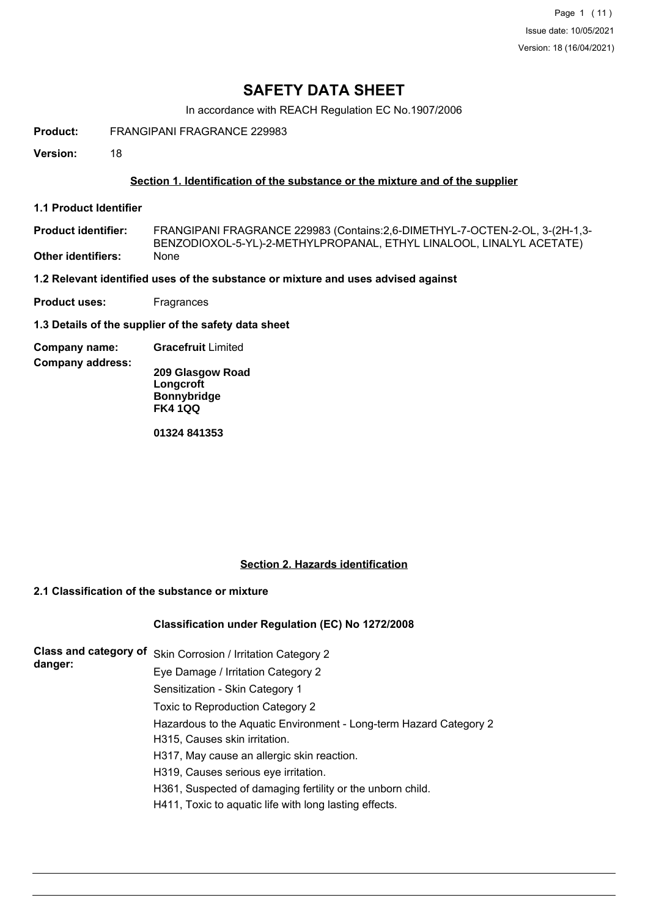# SAFETY DATA SHEET

In accordance with REACH Regulation EC No.1907/2006

**Product:** FRANGIPANI FRAGRANCE 229983

**Version:** 18

## Section 1. Identification of the substance or the mixture and of the supplier

### 1.1 Product Identifier

**Product identifier:** FRANGIPANI FRAGRANCE 229983 (Contains:2,6-DIMETHYL-7-OCTEN-2-OL, 3-(2H-1,3-BENZODIOXOL-5-YL)-2-METHYLPROPANAL, ETHYL LINALOOL, LINALYL ACETATE)

**Other identifiers:** None

### 1.2 Relevant identified uses of the substance or mixture and uses advised against

**Product uses:** Fragrances

### 1.3 Details of the supplier of the safety data sheet

**Company name:** **Gracefruit** Limited

**Company address:**

**209 Glasgow Road**
**Longcroft**
**Bonnybridge**
**FK4 1QQ**

**01324 841353**

## Section 2. Hazards identification

### 2.1 Classification of the substance or mixture

**Classification under Regulation (EC) No 1272/2008**

**Class and category of danger:**

Skin Corrosion / Irritation Category 2

Eye Damage / Irritation Category 2

Sensitization - Skin Category 1

Toxic to Reproduction Category 2

Hazardous to the Aquatic Environment - Long-term Hazard Category 2

H315, Causes skin irritation.

H317, May cause an allergic skin reaction.

H319, Causes serious eye irritation.

H361, Suspected of damaging fertility or the unborn child.

H411, Toxic to aquatic life with long lasting effects.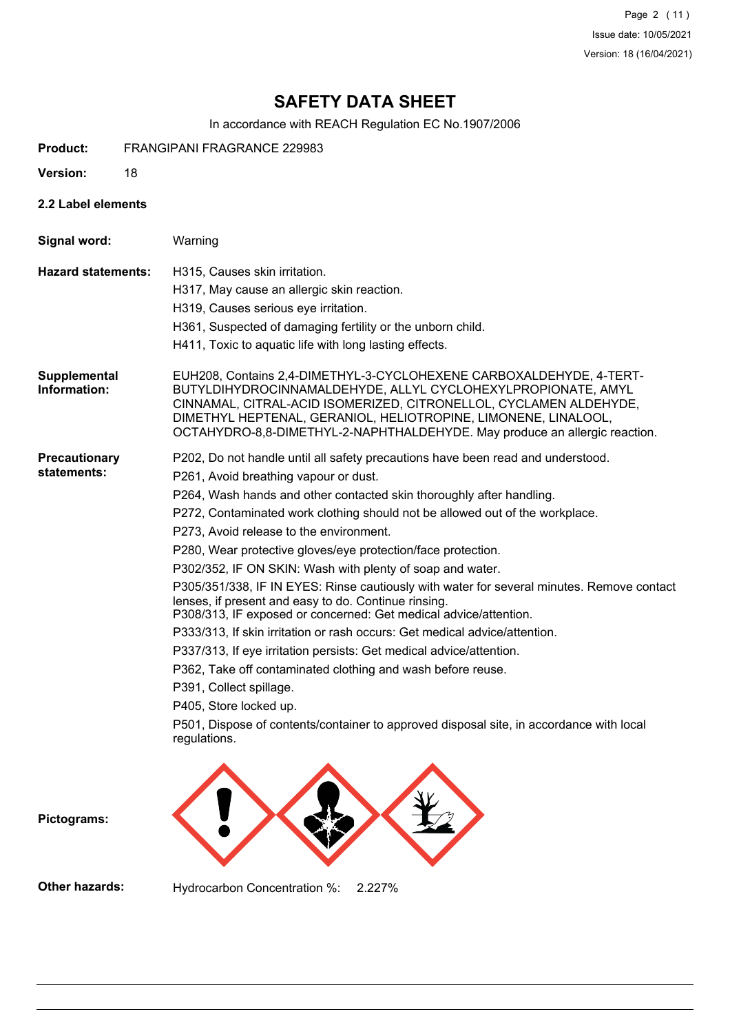# SAFETY DATA SHEET

In accordance with REACH Regulation EC No.1907/2006

**Product:** FRANGIPANI FRAGRANCE 229983

**Version:** 18

### 2.2 Label elements

**Signal word:** Warning

**Hazard statements:**
H315, Causes skin irritation.
H317, May cause an allergic skin reaction.
H319, Causes serious eye irritation.
H361, Suspected of damaging fertility or the unborn child.
H411, Toxic to aquatic life with long lasting effects.

**Supplemental Information:** EUH208, Contains 2,4-DIMETHYL-3-CYCLOHEXENE CARBOXALDEHYDE, 4-TERT-BUTYLDIHYDROCINNAMALDEHYDE, ALLYL CYCLOHEXYLPROPIONATE, AMYL CINNAMAL, CITRAL-ACID ISOMERIZED, CITRONELLOL, CYCLAMEN ALDEHYDE, DIMETHYL HEPTENAL, GERANIOL, HELIOTROPINE, LIMONENE, LINALOOL, OCTAHYDRO-8,8-DIMETHYL-2-NAPHTHALDEHYDE. May produce an allergic reaction.

**Precautionary statements:**
P202, Do not handle until all safety precautions have been read and understood.
P261, Avoid breathing vapour or dust.
P264, Wash hands and other contacted skin thoroughly after handling.
P272, Contaminated work clothing should not be allowed out of the workplace.
P273, Avoid release to the environment.
P280, Wear protective gloves/eye protection/face protection.
P302/352, IF ON SKIN: Wash with plenty of soap and water.
P305/351/338, IF IN EYES: Rinse cautiously with water for several minutes. Remove contact lenses, if present and easy to do. Continue rinsing.
P308/313, IF exposed or concerned: Get medical advice/attention.
P333/313, If skin irritation or rash occurs: Get medical advice/attention.
P337/313, If eye irritation persists: Get medical advice/attention.
P362, Take off contaminated clothing and wash before reuse.
P391, Collect spillage.
P405, Store locked up.
P501, Dispose of contents/container to approved disposal site, in accordance with local regulations.

**Pictograms:**

**Other hazards:** Hydrocarbon Concentration %: 2.227%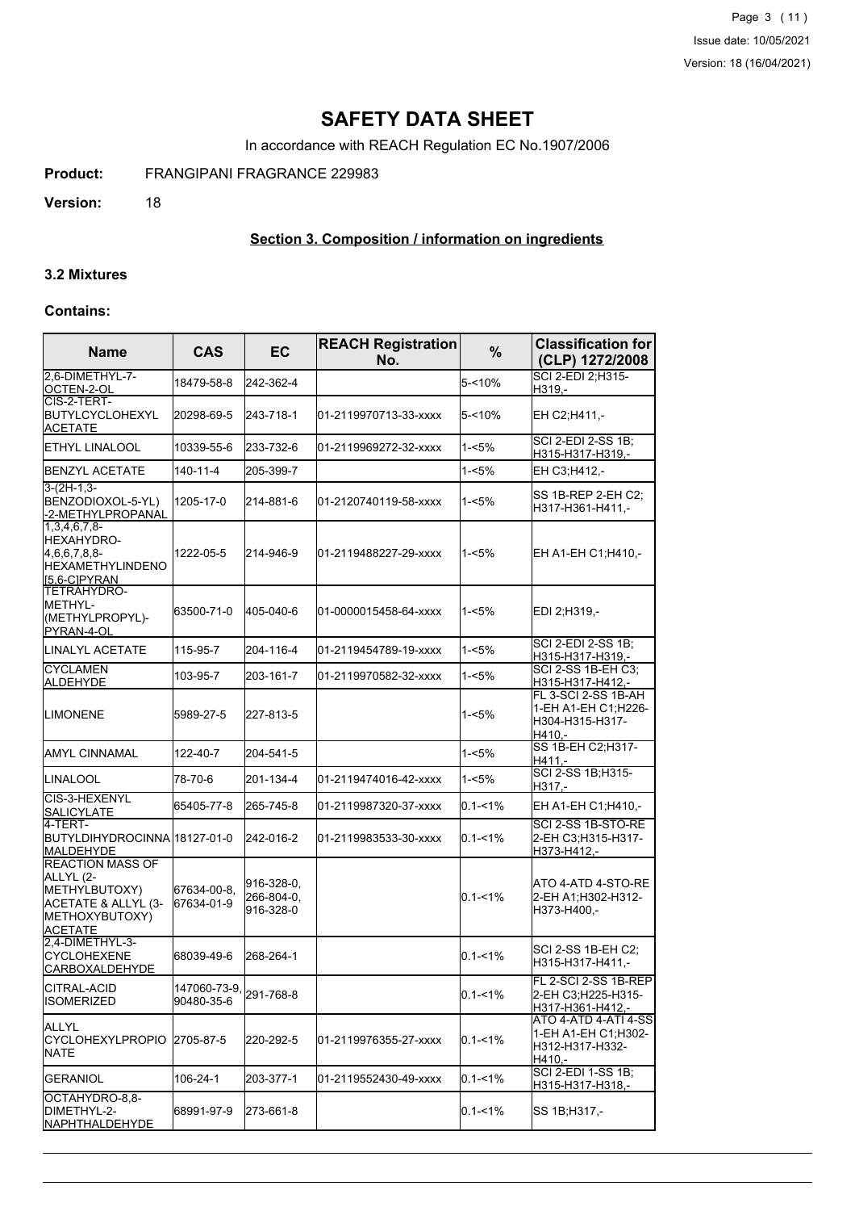# SAFETY DATA SHEET

In accordance with REACH Regulation EC No.1907/2006

**Product:** FRANGIPANI FRAGRANCE 229983

**Version:** 18

## Section 3. Composition / information on ingredients

### 3.2 Mixtures

#### Contains:

| Name | CAS | EC | REACH Registration No. | % | Classification for (CLP) 1272/2008 |
|---|---|---|---|---|---|
| 2,6-DIMETHYL-7-OCTEN-2-OL | 18479-58-8 | 242-362-4 | | 5-<10% | SCI 2-EDI 2;H315-H319,- |
| CIS-2-TERT-BUTYLCYCLOHEXYL ACETATE | 20298-69-5 | 243-718-1 | 01-2119970713-33-xxxx | 5-<10% | EH C2;H411,- |
| ETHYL LINALOOL | 10339-55-6 | 233-732-6 | 01-2119969272-32-xxxx | 1-<5% | SCI 2-EDI 2-SS 1B;H315-H317-H319,- |
| BENZYL ACETATE | 140-11-4 | 205-399-7 | | 1-<5% | EH C3;H412,- |
| 3-(2H-1,3-BENZODIOXOL-5-YL)-2-METHYLPROPANAL | 1205-17-0 | 214-881-6 | 01-2120740119-58-xxxx | 1-<5% | SS 1B-REP 2-EH C2;H317-H361-H411,- |
| 1,3,4,6,7,8-HEXAHYDRO-4,6,6,7,8,8-HEXAMETHYLINDENO[5,6-C]PYRAN | 1222-05-5 | 214-946-9 | 01-2119488227-29-xxxx | 1-<5% | EH A1-EH C1;H410,- |
| TETRAHYDRO-METHYL-(METHYLPROPYL)-PYRAN-4-OL | 63500-71-0 | 405-040-6 | 01-0000015458-64-xxxx | 1-<5% | EDI 2;H319,- |
| LINALYL ACETATE | 115-95-7 | 204-116-4 | 01-2119454789-19-xxxx | 1-<5% | SCI 2-EDI 2-SS 1B;H315-H317-H319,- |
| CYCLAMEN ALDEHYDE | 103-95-7 | 203-161-7 | 01-2119970582-32-xxxx | 1-<5% | SCI 2-SS 1B-EH C3;H315-H317-H412,- |
| LIMONENE | 5989-27-5 | 227-813-5 | | 1-<5% | FL 3-SCI 2-SS 1B-AH 1-EH A1-EH C1;H226-H304-H315-H317-H410,- |
| AMYL CINNAMAL | 122-40-7 | 204-541-5 | | 1-<5% | SS 1B-EH C2;H317-H411,- |
| LINALOOL | 78-70-6 | 201-134-4 | 01-2119474016-42-xxxx | 1-<5% | SCI 2-SS 1B;H315-H317,- |
| CIS-3-HEXENYL SALICYLATE | 65405-77-8 | 265-745-8 | 01-2119987320-37-xxxx | 0.1-<1% | EH A1-EH C1;H410,- |
| 4-TERT-BUTYLDIHYDROCINNAMALDEHYDE | 18127-01-0 | 242-016-2 | 01-2119983533-30-xxxx | 0.1-<1% | SCI 2-SS 1B-STO-RE 2-EH C3;H315-H317-H373-H412,- |
| REACTION MASS OF ALLYL (2-METHYLBUTOXY) ACETATE & ALLYL (3-METHOXYBUTOXY) ACETATE | 67634-00-8, 67634-01-9 | 916-328-0, 266-804-0, 916-328-0 | | 0.1-<1% | ATO 4-ATD 4-STO-RE 2-EH A1;H302-H312-H373-H400,- |
| 2,4-DIMETHYL-3-CYCLOHEXENE CARBOXALDEHYDE | 68039-49-6 | 268-264-1 | | 0.1-<1% | SCI 2-SS 1B-EH C2;H315-H317-H411,- |
| CITRAL-ACID ISOMERIZED | 147060-73-9, 90480-35-6 | 291-768-8 | | 0.1-<1% | FL 2-SCI 2-SS 1B-REP 2-EH C3;H225-H315-H317-H361-H412,- |
| ALLYL CYCLOHEXYLPROPIONATE | 2705-87-5 | 220-292-5 | 01-2119976355-27-xxxx | 0.1-<1% | ATO 4-ATD 4-ATI 4-SS 1-EH A1-EH C1;H302-H312-H317-H332-H410,- |
| GERANIOL | 106-24-1 | 203-377-1 | 01-2119552430-49-xxxx | 0.1-<1% | SCI 2-EDI 1-SS 1B;H315-H317-H318,- |
| OCTAHYDRO-8,8-DIMETHYL-2-NAPHTHALDEHYDE | 68991-97-9 | 273-661-8 | | 0.1-<1% | SS 1B;H317,- |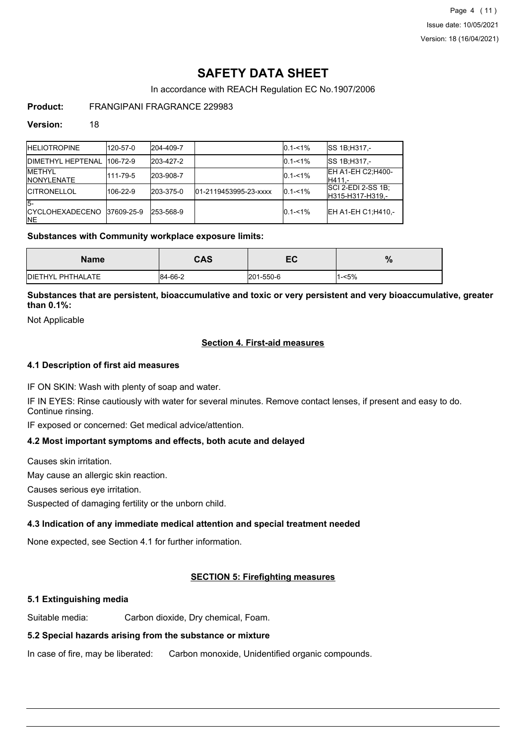# SAFETY DATA SHEET

In accordance with REACH Regulation EC No.1907/2006

**Product:** FRANGIPANI FRAGRANCE 229983

**Version:** 18

| | | | | | |
|---|---|---|---|---|---|
| HELIOTROPINE | 120-57-0 | 204-409-7 | | 0.1-<1% | SS 1B;H317,- |
| DIMETHYL HEPTENAL | 106-72-9 | 203-427-2 | | 0.1-<1% | SS 1B;H317,- |
| METHYL NONYLENATE | 111-79-5 | 203-908-7 | | 0.1-<1% | EH A1-EH C2;H400-H411,- |
| CITRONELLOL | 106-22-9 | 203-375-0 | 01-2119453995-23-xxxx | 0.1-<1% | SCI 2-EDI 2-SS 1B; H315-H317-H319,- |
| 5-CYCLOHEXADECENONE | 37609-25-9 | 253-568-9 | | 0.1-<1% | EH A1-EH C1;H410,- |

**Substances with Community workplace exposure limits:**

| Name | CAS | EC | % |
|---|---|---|---|
| DIETHYL PHTHALATE | 84-66-2 | 201-550-6 | 1-<5% |

**Substances that are persistent, bioaccumulative and toxic or very persistent and very bioaccumulative, greater than 0.1%:**

Not Applicable

## Section 4. First-aid measures

### 4.1 Description of first aid measures

IF ON SKIN: Wash with plenty of soap and water.

IF IN EYES: Rinse cautiously with water for several minutes. Remove contact lenses, if present and easy to do. Continue rinsing.

IF exposed or concerned: Get medical advice/attention.

### 4.2 Most important symptoms and effects, both acute and delayed

Causes skin irritation.

May cause an allergic skin reaction.

Causes serious eye irritation.

Suspected of damaging fertility or the unborn child.

### 4.3 Indication of any immediate medical attention and special treatment needed

None expected, see Section 4.1 for further information.

## SECTION 5: Firefighting measures

### 5.1 Extinguishing media

Suitable media: Carbon dioxide, Dry chemical, Foam.

### 5.2 Special hazards arising from the substance or mixture

In case of fire, may be liberated: Carbon monoxide, Unidentified organic compounds.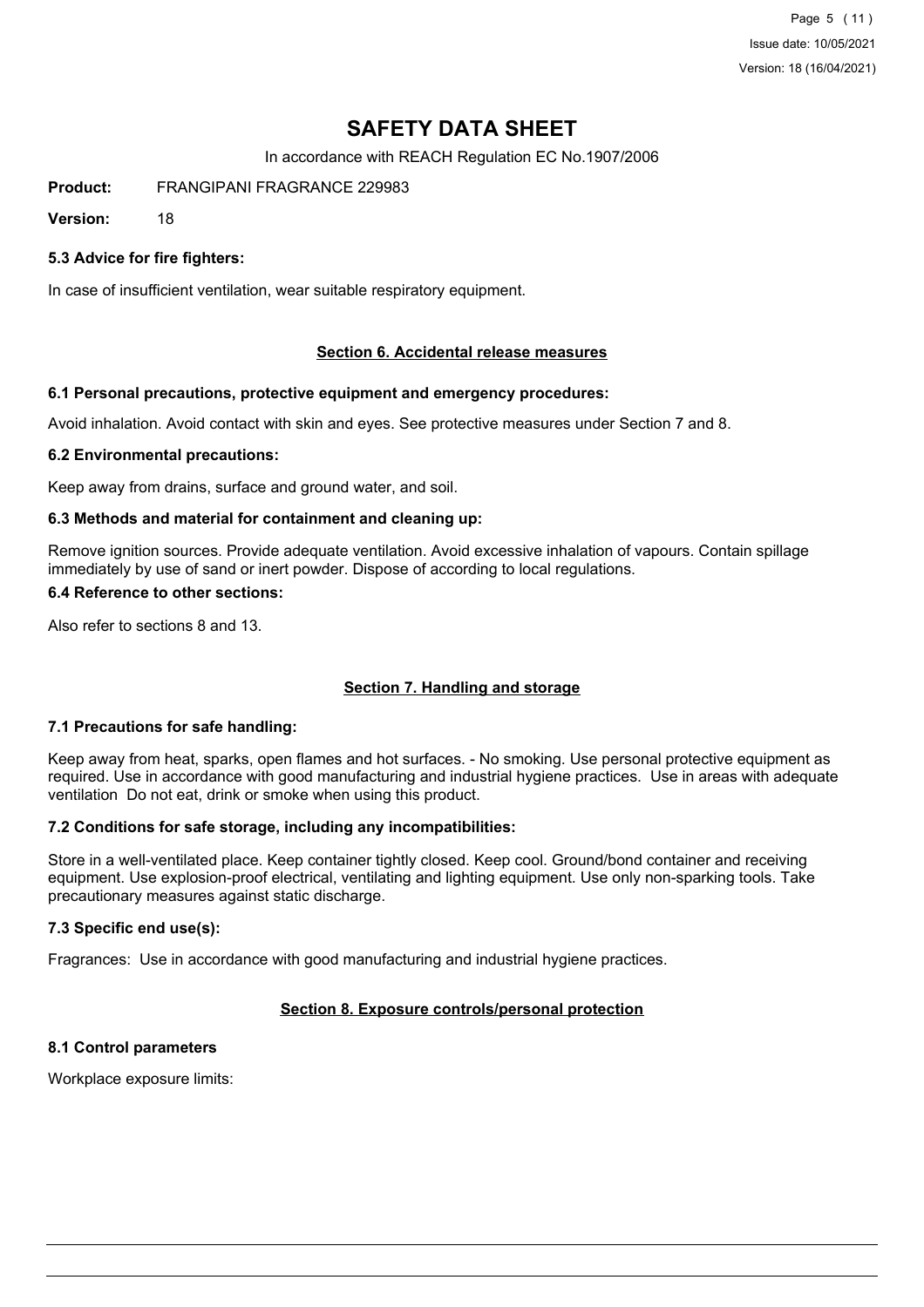# SAFETY DATA SHEET

In accordance with REACH Regulation EC No.1907/2006

**Product:** FRANGIPANI FRAGRANCE 229983

**Version:** 18

### 5.3 Advice for fire fighters:

In case of insufficient ventilation, wear suitable respiratory equipment.

## Section 6. Accidental release measures

### 6.1 Personal precautions, protective equipment and emergency procedures:

Avoid inhalation. Avoid contact with skin and eyes. See protective measures under Section 7 and 8.

### 6.2 Environmental precautions:

Keep away from drains, surface and ground water, and soil.

### 6.3 Methods and material for containment and cleaning up:

Remove ignition sources. Provide adequate ventilation. Avoid excessive inhalation of vapours. Contain spillage immediately by use of sand or inert powder. Dispose of according to local regulations.

### 6.4 Reference to other sections:

Also refer to sections 8 and 13.

## Section 7. Handling and storage

### 7.1 Precautions for safe handling:

Keep away from heat, sparks, open flames and hot surfaces. - No smoking. Use personal protective equipment as required. Use in accordance with good manufacturing and industrial hygiene practices. Use in areas with adequate ventilation Do not eat, drink or smoke when using this product.

### 7.2 Conditions for safe storage, including any incompatibilities:

Store in a well-ventilated place. Keep container tightly closed. Keep cool. Ground/bond container and receiving equipment. Use explosion-proof electrical, ventilating and lighting equipment. Use only non-sparking tools. Take precautionary measures against static discharge.

### 7.3 Specific end use(s):

Fragrances: Use in accordance with good manufacturing and industrial hygiene practices.

## Section 8. Exposure controls/personal protection

### 8.1 Control parameters

Workplace exposure limits: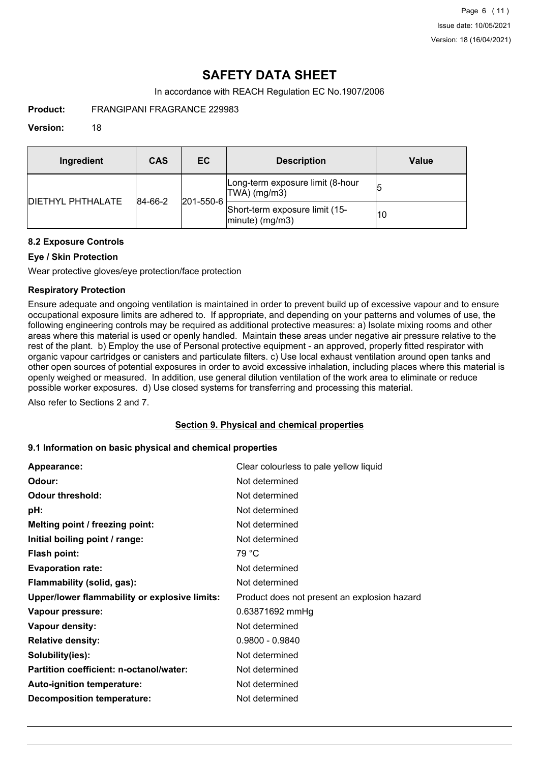# SAFETY DATA SHEET

In accordance with REACH Regulation EC No.1907/2006

**Product:** FRANGIPANI FRAGRANCE 229983

**Version:** 18

| Ingredient | CAS | EC | Description | Value |
|---|---|---|---|---|
| DIETHYL PHTHALATE | 84-66-2 | 201-550-6 | Long-term exposure limit (8-hour TWA) (mg/m3) | 5 |
| | | | Short-term exposure limit (15-minute) (mg/m3) | 10 |

### 8.2 Exposure Controls

#### Eye / Skin Protection

Wear protective gloves/eye protection/face protection

#### Respiratory Protection

Ensure adequate and ongoing ventilation is maintained in order to prevent build up of excessive vapour and to ensure occupational exposure limits are adhered to. If appropriate, and depending on your patterns and volumes of use, the following engineering controls may be required as additional protective measures: a) Isolate mixing rooms and other areas where this material is used or openly handled. Maintain these areas under negative air pressure relative to the rest of the plant. b) Employ the use of Personal protective equipment - an approved, properly fitted respirator with organic vapour cartridges or canisters and particulate filters. c) Use local exhaust ventilation around open tanks and other open sources of potential exposures in order to avoid excessive inhalation, including places where this material is openly weighed or measured. In addition, use general dilution ventilation of the work area to eliminate or reduce possible worker exposures. d) Use closed systems for transferring and processing this material.

Also refer to Sections 2 and 7.

## Section 9. Physical and chemical properties

### 9.1 Information on basic physical and chemical properties

| | |
|---|---|
| **Appearance:** | Clear colourless to pale yellow liquid |
| **Odour:** | Not determined |
| **Odour threshold:** | Not determined |
| **pH:** | Not determined |
| **Melting point / freezing point:** | Not determined |
| **Initial boiling point / range:** | Not determined |
| **Flash point:** | 79 °C |
| **Evaporation rate:** | Not determined |
| **Flammability (solid, gas):** | Not determined |
| **Upper/lower flammability or explosive limits:** | Product does not present an explosion hazard |
| **Vapour pressure:** | 0.63871692 mmHg |
| **Vapour density:** | Not determined |
| **Relative density:** | 0.9800 - 0.9840 |
| **Solubility(ies):** | Not determined |
| **Partition coefficient: n-octanol/water:** | Not determined |
| **Auto-ignition temperature:** | Not determined |
| **Decomposition temperature:** | Not determined |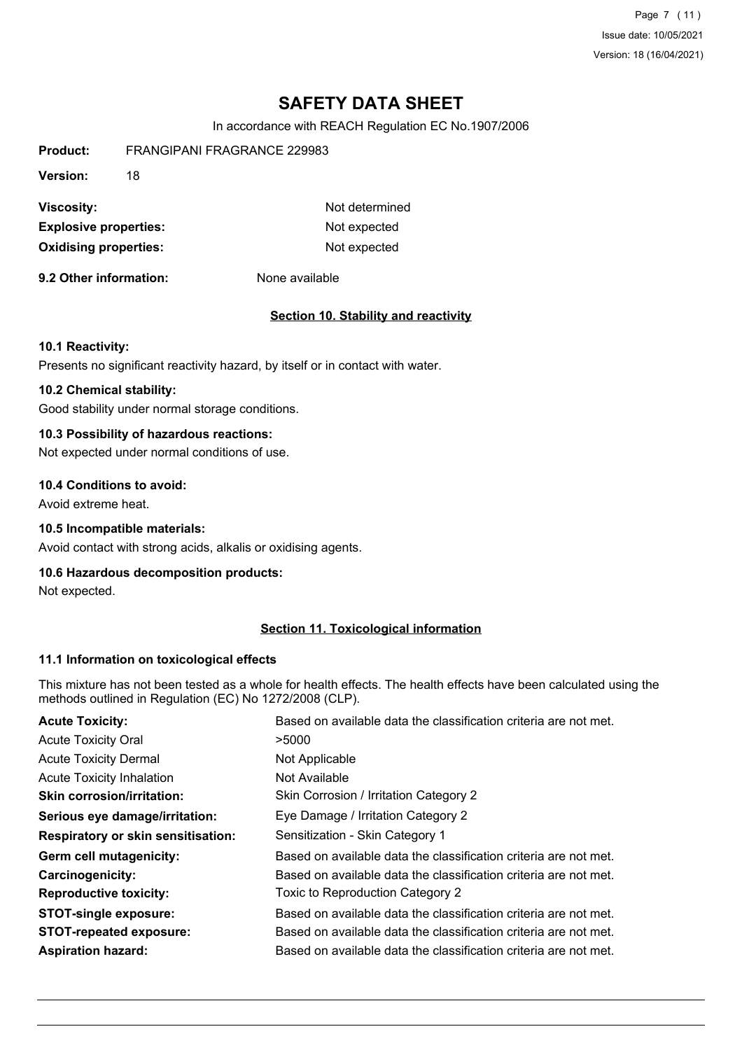# SAFETY DATA SHEET

In accordance with REACH Regulation EC No.1907/2006

**Product:** FRANGIPANI FRAGRANCE 229983

**Version:** 18

| | |
|---|---|
| **Viscosity:** | Not determined |
| **Explosive properties:** | Not expected |
| **Oxidising properties:** | Not expected |

**9.2 Other information:** None available

## Section 10. Stability and reactivity

### 10.1 Reactivity:

Presents no significant reactivity hazard, by itself or in contact with water.

### 10.2 Chemical stability:

Good stability under normal storage conditions.

### 10.3 Possibility of hazardous reactions:

Not expected under normal conditions of use.

### 10.4 Conditions to avoid:

Avoid extreme heat.

### 10.5 Incompatible materials:

Avoid contact with strong acids, alkalis or oxidising agents.

### 10.6 Hazardous decomposition products:

Not expected.

## Section 11. Toxicological information

### 11.1 Information on toxicological effects

This mixture has not been tested as a whole for health effects. The health effects have been calculated using the methods outlined in Regulation (EC) No 1272/2008 (CLP).

| | |
|---|---|
| **Acute Toxicity:** | Based on available data the classification criteria are not met. |
| Acute Toxicity Oral | >5000 |
| Acute Toxicity Dermal | Not Applicable |
| Acute Toxicity Inhalation | Not Available |
| **Skin corrosion/irritation:** | Skin Corrosion / Irritation Category 2 |
| **Serious eye damage/irritation:** | Eye Damage / Irritation Category 2 |
| **Respiratory or skin sensitisation:** | Sensitization - Skin Category 1 |
| **Germ cell mutagenicity:** | Based on available data the classification criteria are not met. |
| **Carcinogenicity:** | Based on available data the classification criteria are not met. |
| **Reproductive toxicity:** | Toxic to Reproduction Category 2 |
| **STOT-single exposure:** | Based on available data the classification criteria are not met. |
| **STOT-repeated exposure:** | Based on available data the classification criteria are not met. |
| **Aspiration hazard:** | Based on available data the classification criteria are not met. |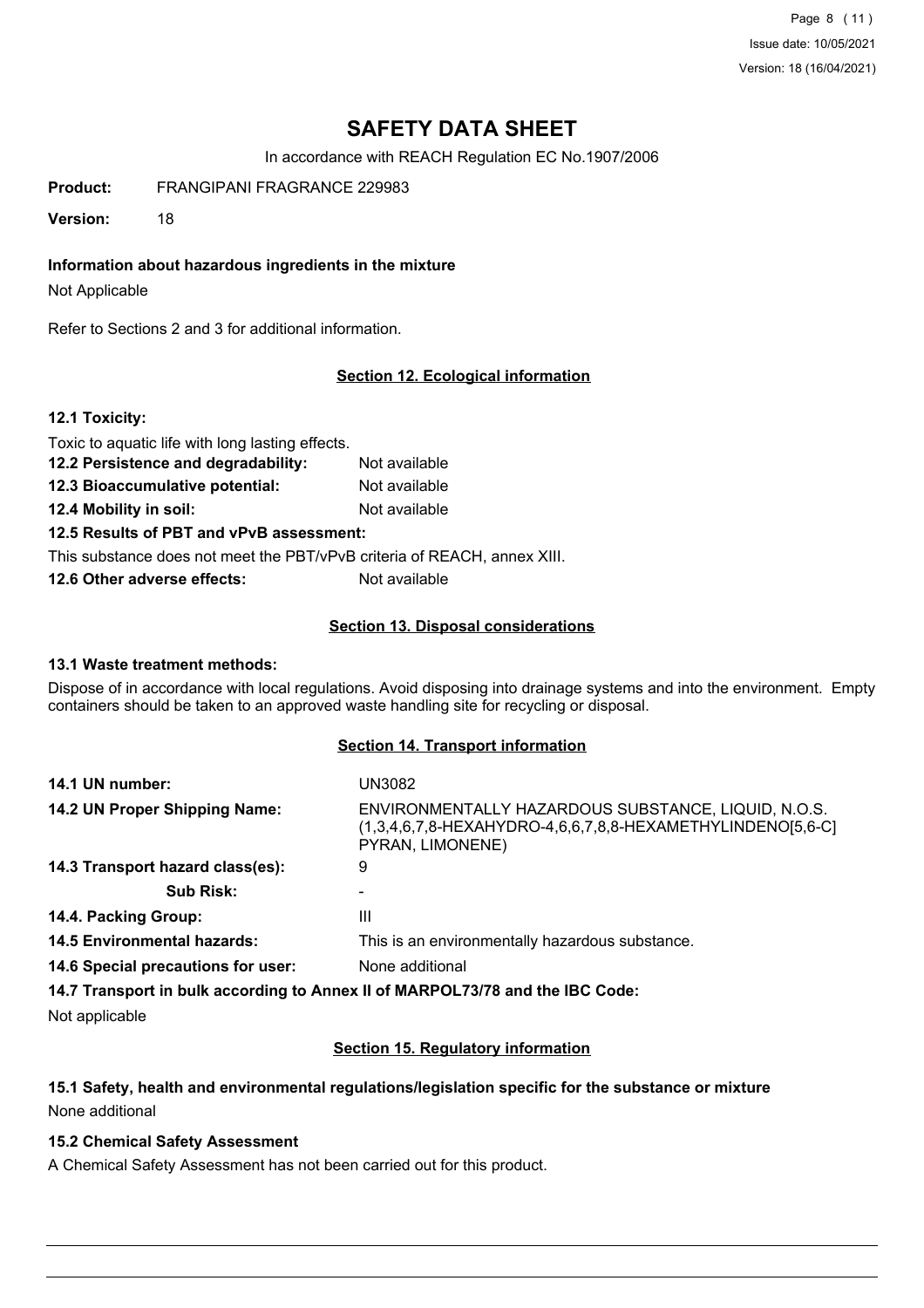# SAFETY DATA SHEET

In accordance with REACH Regulation EC No.1907/2006

**Product:** FRANGIPANI FRAGRANCE 229983

**Version:** 18

**Information about hazardous ingredients in the mixture**

Not Applicable

Refer to Sections 2 and 3 for additional information.

## Section 12. Ecological information

**12.1 Toxicity:**

Toxic to aquatic life with long lasting effects.

**12.2 Persistence and degradability:** Not available

**12.3 Bioaccumulative potential:** Not available

**12.4 Mobility in soil:** Not available

**12.5 Results of PBT and vPvB assessment:**

This substance does not meet the PBT/vPvB criteria of REACH, annex XIII.

**12.6 Other adverse effects:** Not available

## Section 13. Disposal considerations

**13.1 Waste treatment methods:**

Dispose of in accordance with local regulations. Avoid disposing into drainage systems and into the environment. Empty containers should be taken to an approved waste handling site for recycling or disposal.

## Section 14. Transport information

| | |
|---|---|
| **14.1 UN number:** | UN3082 |
| **14.2 UN Proper Shipping Name:** | ENVIRONMENTALLY HAZARDOUS SUBSTANCE, LIQUID, N.O.S. (1,3,4,6,7,8-HEXAHYDRO-4,6,6,7,8,8-HEXAMETHYLINDENO[5,6-C] PYRAN, LIMONENE) |
| **14.3 Transport hazard class(es):** | 9 |
| **Sub Risk:** | - |
| **14.4. Packing Group:** | III |
| **14.5 Environmental hazards:** | This is an environmentally hazardous substance. |
| **14.6 Special precautions for user:** | None additional |

**14.7 Transport in bulk according to Annex II of MARPOL73/78 and the IBC Code:**

Not applicable

## Section 15. Regulatory information

**15.1 Safety, health and environmental regulations/legislation specific for the substance or mixture**

None additional

**15.2 Chemical Safety Assessment**

A Chemical Safety Assessment has not been carried out for this product.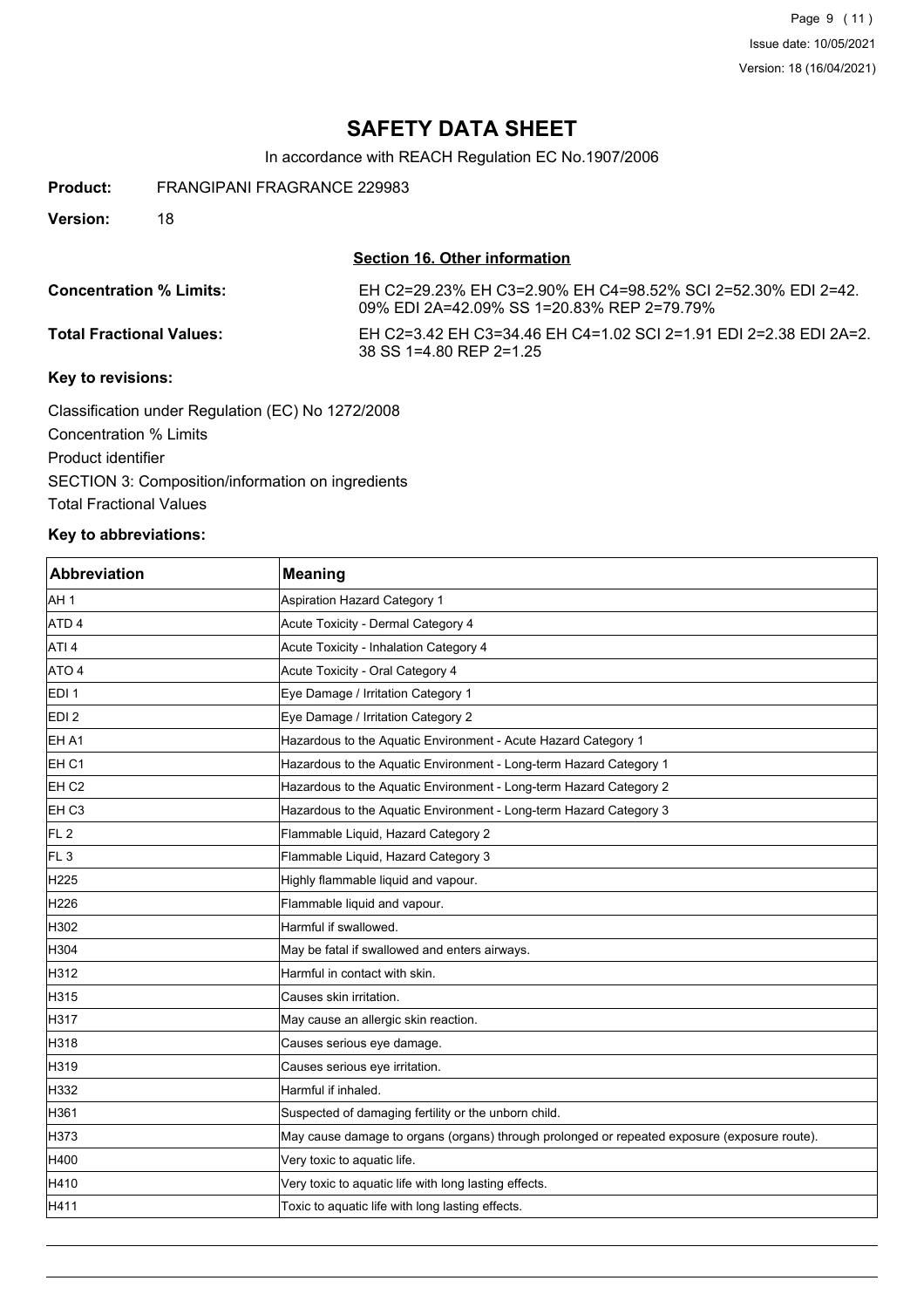# SAFETY DATA SHEET

In accordance with REACH Regulation EC No.1907/2006

**Product:** FRANGIPANI FRAGRANCE 229983

**Version:** 18

## Section 16. Other information

**Concentration % Limits:** EH C2=29.23% EH C3=2.90% EH C4=98.52% SCI 2=52.30% EDI 2=42.09% EDI 2A=42.09% SS 1=20.83% REP 2=79.79%

**Total Fractional Values:** EH C2=3.42 EH C3=34.46 EH C4=1.02 SCI 2=1.91 EDI 2=2.38 EDI 2A=2.38 SS 1=4.80 REP 2=1.25

**Key to revisions:**

Classification under Regulation (EC) No 1272/2008

Concentration % Limits

Product identifier

SECTION 3: Composition/information on ingredients

Total Fractional Values

**Key to abbreviations:**

| Abbreviation | Meaning |
|---|---|
| AH 1 | Aspiration Hazard Category 1 |
| ATD 4 | Acute Toxicity - Dermal Category 4 |
| ATI 4 | Acute Toxicity - Inhalation Category 4 |
| ATO 4 | Acute Toxicity - Oral Category 4 |
| EDI 1 | Eye Damage / Irritation Category 1 |
| EDI 2 | Eye Damage / Irritation Category 2 |
| EH A1 | Hazardous to the Aquatic Environment - Acute Hazard Category 1 |
| EH C1 | Hazardous to the Aquatic Environment - Long-term Hazard Category 1 |
| EH C2 | Hazardous to the Aquatic Environment - Long-term Hazard Category 2 |
| EH C3 | Hazardous to the Aquatic Environment - Long-term Hazard Category 3 |
| FL 2 | Flammable Liquid, Hazard Category 2 |
| FL 3 | Flammable Liquid, Hazard Category 3 |
| H225 | Highly flammable liquid and vapour. |
| H226 | Flammable liquid and vapour. |
| H302 | Harmful if swallowed. |
| H304 | May be fatal if swallowed and enters airways. |
| H312 | Harmful in contact with skin. |
| H315 | Causes skin irritation. |
| H317 | May cause an allergic skin reaction. |
| H318 | Causes serious eye damage. |
| H319 | Causes serious eye irritation. |
| H332 | Harmful if inhaled. |
| H361 | Suspected of damaging fertility or the unborn child. |
| H373 | May cause damage to organs (organs) through prolonged or repeated exposure (exposure route). |
| H400 | Very toxic to aquatic life. |
| H410 | Very toxic to aquatic life with long lasting effects. |
| H411 | Toxic to aquatic life with long lasting effects. |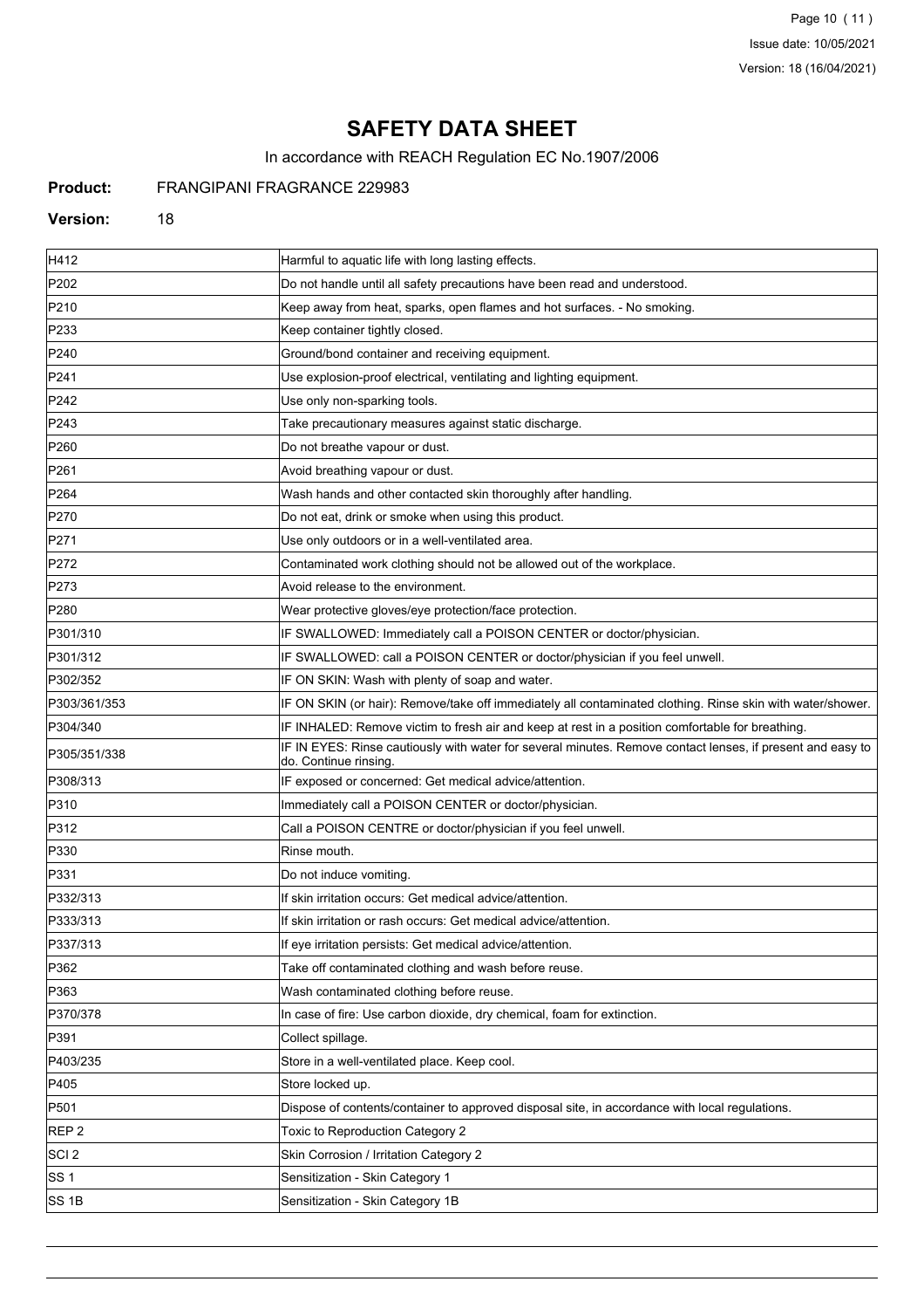# SAFETY DATA SHEET

In accordance with REACH Regulation EC No.1907/2006

**Product:** FRANGIPANI FRAGRANCE 229983

**Version:** 18

| | |
|---|---|
| H412 | Harmful to aquatic life with long lasting effects. |
| P202 | Do not handle until all safety precautions have been read and understood. |
| P210 | Keep away from heat, sparks, open flames and hot surfaces. - No smoking. |
| P233 | Keep container tightly closed. |
| P240 | Ground/bond container and receiving equipment. |
| P241 | Use explosion-proof electrical, ventilating and lighting equipment. |
| P242 | Use only non-sparking tools. |
| P243 | Take precautionary measures against static discharge. |
| P260 | Do not breathe vapour or dust. |
| P261 | Avoid breathing vapour or dust. |
| P264 | Wash hands and other contacted skin thoroughly after handling. |
| P270 | Do not eat, drink or smoke when using this product. |
| P271 | Use only outdoors or in a well-ventilated area. |
| P272 | Contaminated work clothing should not be allowed out of the workplace. |
| P273 | Avoid release to the environment. |
| P280 | Wear protective gloves/eye protection/face protection. |
| P301/310 | IF SWALLOWED: Immediately call a POISON CENTER or doctor/physician. |
| P301/312 | IF SWALLOWED: call a POISON CENTER or doctor/physician if you feel unwell. |
| P302/352 | IF ON SKIN: Wash with plenty of soap and water. |
| P303/361/353 | IF ON SKIN (or hair): Remove/take off immediately all contaminated clothing. Rinse skin with water/shower. |
| P304/340 | IF INHALED: Remove victim to fresh air and keep at rest in a position comfortable for breathing. |
| P305/351/338 | IF IN EYES: Rinse cautiously with water for several minutes. Remove contact lenses, if present and easy to do. Continue rinsing. |
| P308/313 | IF exposed or concerned: Get medical advice/attention. |
| P310 | Immediately call a POISON CENTER or doctor/physician. |
| P312 | Call a POISON CENTRE or doctor/physician if you feel unwell. |
| P330 | Rinse mouth. |
| P331 | Do not induce vomiting. |
| P332/313 | If skin irritation occurs: Get medical advice/attention. |
| P333/313 | If skin irritation or rash occurs: Get medical advice/attention. |
| P337/313 | If eye irritation persists: Get medical advice/attention. |
| P362 | Take off contaminated clothing and wash before reuse. |
| P363 | Wash contaminated clothing before reuse. |
| P370/378 | In case of fire: Use carbon dioxide, dry chemical, foam for extinction. |
| P391 | Collect spillage. |
| P403/235 | Store in a well-ventilated place. Keep cool. |
| P405 | Store locked up. |
| P501 | Dispose of contents/container to approved disposal site, in accordance with local regulations. |
| REP 2 | Toxic to Reproduction Category 2 |
| SCI 2 | Skin Corrosion / Irritation Category 2 |
| SS 1 | Sensitization - Skin Category 1 |
| SS 1B | Sensitization - Skin Category 1B |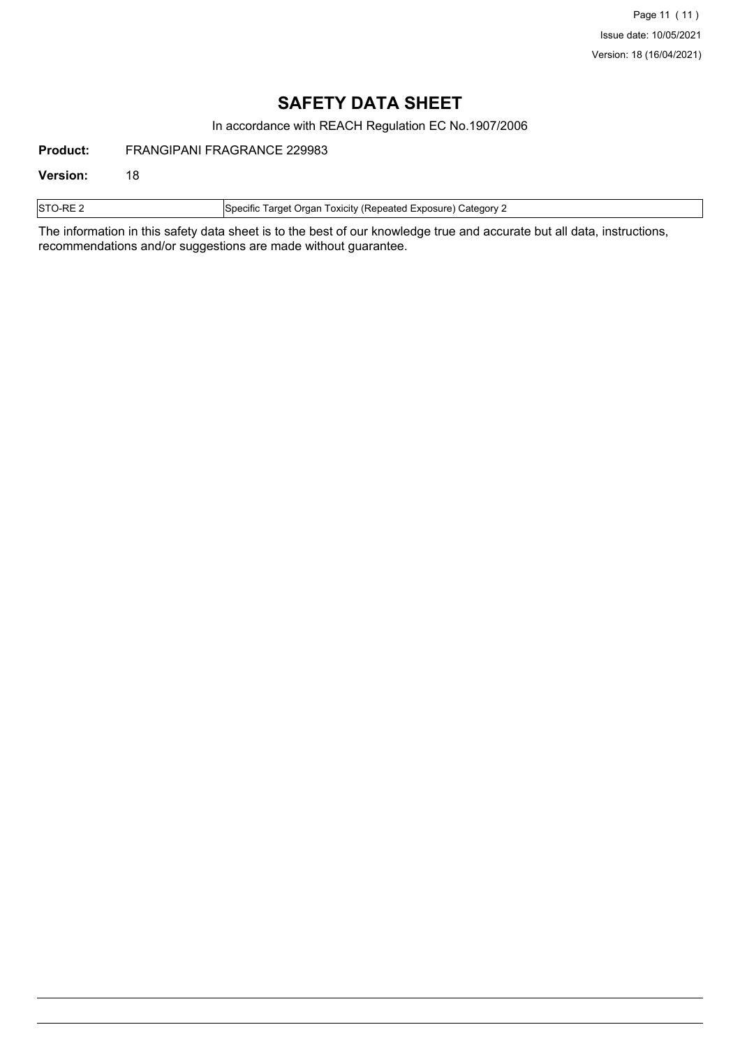# SAFETY DATA SHEET

In accordance with REACH Regulation EC No.1907/2006

**Product:** FRANGIPANI FRAGRANCE 229983

**Version:** 18

| | |
|---|---|
| STO-RE 2 | Specific Target Organ Toxicity (Repeated Exposure) Category 2 |

The information in this safety data sheet is to the best of our knowledge true and accurate but all data, instructions, recommendations and/or suggestions are made without guarantee.